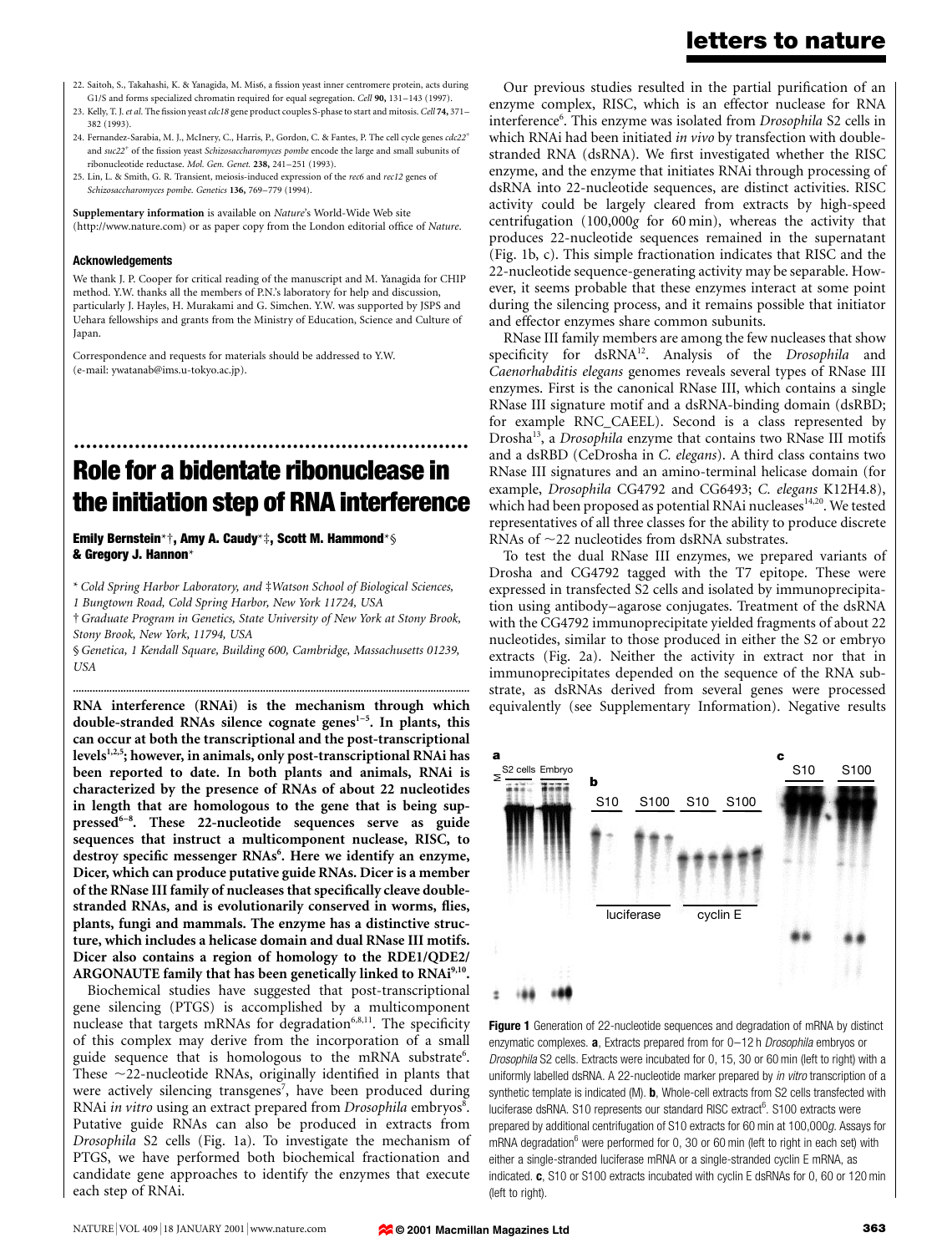22. Saitoh, S., Takahashi, K. & Yanagida, M. Mis6, a fission yeast inner centromere protein, acts during G1/S and forms specialized chromatin required for equal segregation. *Cell* **90,** 131–143 (1997).
23. Kelly, T. J. *et al.* The fission yeast *cdc18* gene product couples S-phase to start and mitosis. *Cell* **74,** 371–382 (1993).
24. Fernandez-Sarabia, M. J., McInery, C., Harris, P., Gordon, C. & Fantes, P. The cell cycle genes *cdc22*[+] and *suc22*[+] of the fission yeast *Schizosaccharomyces pombe* encode the large and small subunits of ribonucleotide reductase. *Mol. Gen. Genet.* **238,** 241–251 (1993).
25. Lin, L. & Smith, G. R. Transient, meiosis-induced expression of the *rec6* and *rec12* genes of *Schizosaccharomyces pombe*. *Genetics* **136,** 769–779 (1994).

**Supplementary information** is available on *Nature*'s World-Wide Web site (http://www.nature.com) or as paper copy from the London editorial office of *Nature*.

**Acknowledgements**

We thank J. P. Cooper for critical reading of the manuscript and M. Yanagida for CHIP method. Y.W. thanks all the members of P.N.'s laboratory for help and discussion, particularly J. Hayles, H. Murakami and G. Simchen. Y.W. was supported by JSPS and Uehara fellowships and grants from the Ministry of Education, Science and Culture of Japan.

Correspondence and requests for materials should be addressed to Y.W. (e-mail: ywatanab@ims.u-tokyo.ac.jp).

# Role for a bidentate ribonuclease in the initiation step of RNA interference

**Emily Bernstein*†, Amy A. Caudy*‡, Scott M. Hammond*§ & Gregory J. Hannon***

\* *Cold Spring Harbor Laboratory, and* ‡*Watson School of Biological Sciences, 1 Bungtown Road, Cold Spring Harbor, New York 11724, USA*

† *Graduate Program in Genetics, State University of New York at Stony Brook, Stony Brook, New York, 11794, USA*

§ *Genetica, 1 Kendall Square, Building 600, Cambridge, Massachusetts 01239, USA*

**RNA interference (RNAi) is the mechanism through which double-stranded RNAs silence cognate genes[1–5]. In plants, this can occur at both the transcriptional and the post-transcriptional levels[1,2,5]; however, in animals, only post-transcriptional RNAi has been reported to date. In both plants and animals, RNAi is characterized by the presence of RNAs of about 22 nucleotides in length that are homologous to the gene that is being suppressed[6–8]. These 22-nucleotide sequences serve as guide sequences that instruct a multicomponent nuclease, RISC, to destroy specific messenger RNAs[6]. Here we identify an enzyme, Dicer, which can produce putative guide RNAs. Dicer is a member of the RNase III family of nucleases that specifically cleave double-stranded RNAs, and is evolutionarily conserved in worms, flies, plants, fungi and mammals. The enzyme has a distinctive structure, which includes a helicase domain and dual RNase III motifs. Dicer also contains a region of homology to the RDE1/QDE2/ARGONAUTE family that has been genetically linked to RNAi[9,10].**

Biochemical studies have suggested that post-transcriptional gene silencing (PTGS) is accomplished by a multicomponent nuclease that targets mRNAs for degradation[6,8,11]. The specificity of this complex may derive from the incorporation of a small guide sequence that is homologous to the mRNA substrate[6]. These ~22-nucleotide RNAs, originally identified in plants that were actively silencing transgenes[7], have been produced during RNAi *in vitro* using an extract prepared from *Drosophila* embryos[8]. Putative guide RNAs can also be produced in extracts from *Drosophila* S2 cells (Fig. 1a). To investigate the mechanism of PTGS, we have performed both biochemical fractionation and candidate gene approaches to identify the enzymes that execute each step of RNAi.

Our previous studies resulted in the partial purification of an enzyme complex, RISC, which is an effector nuclease for RNA interference[6]. This enzyme was isolated from *Drosophila* S2 cells in which RNAi had been initiated *in vivo* by transfection with double-stranded RNA (dsRNA). We first investigated whether the RISC enzyme, and the enzyme that initiates RNAi through processing of dsRNA into 22-nucleotide sequences, are distinct activities. RISC activity could be largely cleared from extracts by high-speed centrifugation (100,000*g* for 60 min), whereas the activity that produces 22-nucleotide sequences remained in the supernatant (Fig. 1b, c). This simple fractionation indicates that RISC and the 22-nucleotide sequence-generating activity may be separable. However, it seems probable that these enzymes interact at some point during the silencing process, and it remains possible that initiator and effector enzymes share common subunits.

RNase III family members are among the few nucleases that show specificity for dsRNA[12]. Analysis of the *Drosophila* and *Caenorhabditis elegans* genomes reveals several types of RNase III enzymes. First is the canonical RNase III, which contains a single RNase III signature motif and a dsRNA-binding domain (dsRBD; for example RNC_CAEEL). Second is a class represented by Drosha[13], a *Drosophila* enzyme that contains two RNase III motifs and a dsRBD (CeDrosha in *C. elegans*). A third class contains two RNase III signatures and an amino-terminal helicase domain (for example, *Drosophila* CG4792 and CG6493; *C. elegans* K12H4.8), which had been proposed as potential RNAi nucleases[14,20]. We tested representatives of all three classes for the ability to produce discrete RNAs of ~22 nucleotides from dsRNA substrates.

To test the dual RNase III enzymes, we prepared variants of Drosha and CG4792 tagged with the T7 epitope. These were expressed in transfected S2 cells and isolated by immunoprecipitation using antibody–agarose conjugates. Treatment of the dsRNA with the CG4792 immunoprecipitate yielded fragments of about 22 nucleotides, similar to those produced in either the S2 or embryo extracts (Fig. 2a). Neither the activity in extract nor that in immunoprecipitates depended on the sequence of the RNA substrate, as dsRNAs derived from several genes were processed equivalently (see Supplementary Information). Negative results

**Figure 1** Generation of 22-nucleotide sequences and degradation of mRNA by distinct enzymatic complexes. **a**, Extracts prepared from for 0–12 h *Drosophila* embryos or *Drosophila* S2 cells. Extracts were incubated for 0, 15, 30 or 60 min (left to right) with a uniformly labelled dsRNA. A 22-nucleotide marker prepared by *in vitro* transcription of a synthetic template is indicated (M). **b**, Whole-cell extracts from S2 cells transfected with luciferase dsRNA. S10 represents our standard RISC extract[6]. S100 extracts were prepared by additional centrifugation of S10 extracts for 60 min at 100,000*g*. Assays for mRNA degradation[6] were performed for 0, 30 or 60 min (left to right in each set) with either a single-stranded luciferase mRNA or a single-stranded cyclin E mRNA, as indicated. **c**, S10 or S100 extracts incubated with cyclin E dsRNAs for 0, 60 or 120 min (left to right).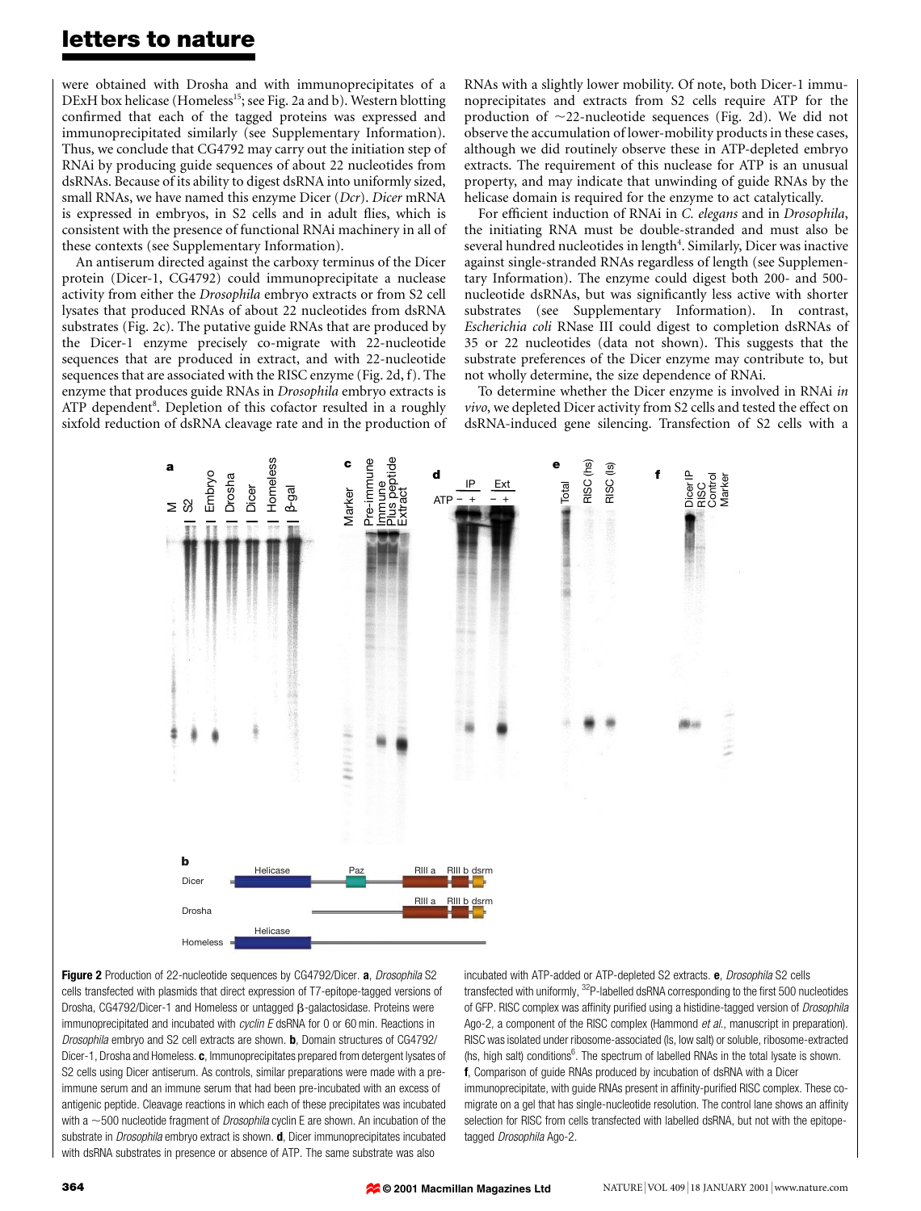were obtained with Drosha and with immunoprecipitates of a DExH box helicase (Homeless[15]; see Fig. 2a and b). Western blotting confirmed that each of the tagged proteins was expressed and immunoprecipitated similarly (see Supplementary Information). Thus, we conclude that CG4792 may carry out the initiation step of RNAi by producing guide sequences of about 22 nucleotides from dsRNAs. Because of its ability to digest dsRNA into uniformly sized, small RNAs, we have named this enzyme Dicer (*Dcr*). *Dicer* mRNA is expressed in embryos, in S2 cells and in adult flies, which is consistent with the presence of functional RNAi machinery in all of these contexts (see Supplementary Information).

An antiserum directed against the carboxy terminus of the Dicer protein (Dicer-1, CG4792) could immunoprecipitate a nuclease activity from either the *Drosophila* embryo extracts or from S2 cell lysates that produced RNAs of about 22 nucleotides from dsRNA substrates (Fig. 2c). The putative guide RNAs that are produced by the Dicer-1 enzyme precisely co-migrate with 22-nucleotide sequences that are produced in extract, and with 22-nucleotide sequences that are associated with the RISC enzyme (Fig. 2d, f). The enzyme that produces guide RNAs in *Drosophila* embryo extracts is ATP dependent[8]. Depletion of this cofactor resulted in a roughly sixfold reduction of dsRNA cleavage rate and in the production of RNAs with a slightly lower mobility. Of note, both Dicer-1 immunoprecipitates and extracts from S2 cells require ATP for the production of ~22-nucleotide sequences (Fig. 2d). We did not observe the accumulation of lower-mobility products in these cases, although we did routinely observe these in ATP-depleted embryo extracts. The requirement of this nuclease for ATP is an unusual property, and may indicate that unwinding of guide RNAs by the helicase domain is required for the enzyme to act catalytically.

For efficient induction of RNAi in *C. elegans* and in *Drosophila*, the initiating RNA must be double-stranded and must also be several hundred nucleotides in length[4]. Similarly, Dicer was inactive against single-stranded RNAs regardless of length (see Supplementary Information). The enzyme could digest both 200- and 500-nucleotide dsRNAs, but was significantly less active with shorter substrates (see Supplementary Information). In contrast, *Escherichia coli* RNase III could digest to completion dsRNAs of 35 or 22 nucleotides (data not shown). This suggests that the substrate preferences of the Dicer enzyme may contribute to, but not wholly determine, the size dependence of RNAi.

To determine whether the Dicer enzyme is involved in RNAi *in vivo*, we depleted Dicer activity from S2 cells and tested the effect on dsRNA-induced gene silencing. Transfection of S2 cells with a

**Figure 2** Production of 22-nucleotide sequences by CG4792/Dicer. **a**, *Drosophila* S2 cells transfected with plasmids that direct expression of T7-epitope-tagged versions of Drosha, CG4792/Dicer-1 and Homeless or untagged β-galactosidase. Proteins were immunoprecipitated and incubated with *cyclin E* dsRNA for 0 or 60 min. Reactions in *Drosophila* embryo and S2 cell extracts are shown. **b**, Domain structures of CG4792/Dicer-1, Drosha and Homeless. **c**, Immunoprecipitates prepared from detergent lysates of S2 cells using Dicer antiserum. As controls, similar preparations were made with a pre-immune serum and an immune serum that had been pre-incubated with an excess of antigenic peptide. Cleavage reactions in which each of these precipitates was incubated with a ~500 nucleotide fragment of *Drosophila* cyclin E are shown. An incubation of the substrate in *Drosophila* embryo extract is shown. **d**, Dicer immunoprecipitates incubated with dsRNA substrates in presence or absence of ATP. The same substrate was also incubated with ATP-added or ATP-depleted S2 extracts. **e**, *Drosophila* S2 cells transfected with uniformly, $^{32}$P-labelled dsRNA corresponding to the first 500 nucleotides of GFP. RISC complex was affinity purified using a histidine-tagged version of *Drosophila* Ago-2, a component of the RISC complex (Hammond *et al.*, manuscript in preparation). RISC was isolated under ribosome-associated (ls, low salt) or soluble, ribosome-extracted (hs, high salt) conditions[6]. The spectrum of labelled RNAs in the total lysate is shown. **f**, Comparison of guide RNAs produced by incubation of dsRNA with a Dicer immunoprecipitate, with guide RNAs present in affinity-purified RISC complex. These co-migrate on a gel that has single-nucleotide resolution. The control lane shows an affinity selection for RISC from cells transfected with labelled dsRNA, but not with the epitope-tagged *Drosophila* Ago-2.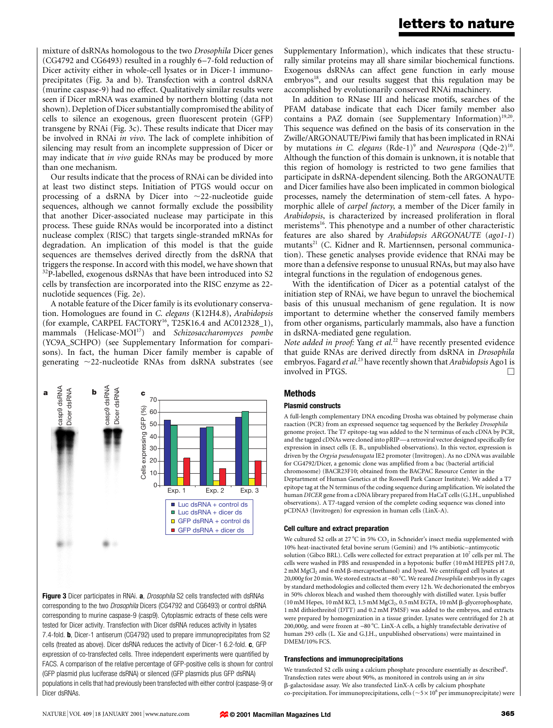mixture of dsRNAs homologous to the two *Drosophila* Dicer genes (CG4792 and CG6493) resulted in a roughly 6–7-fold reduction of Dicer activity either in whole-cell lysates or in Dicer-1 immunoprecipitates (Fig. 3a and b). Transfection with a control dsRNA (murine caspase-9) had no effect. Qualitatively similar results were seen if Dicer mRNA was examined by northern blotting (data not shown). Depletion of Dicer substantially compromised the ability of cells to silence an exogenous, green fluorescent protein (GFP) transgene by RNAi (Fig. 3c). These results indicate that Dicer may be involved in RNAi *in vivo*. The lack of complete inhibition of silencing may result from an incomplete suppression of Dicer or may indicate that *in vivo* guide RNAs may be produced by more than one mechanism.

Our results indicate that the process of RNAi can be divided into at least two distinct steps. Initiation of PTGS would occur on processing of a dsRNA by Dicer into ~22-nucleotide guide sequences, although we cannot formally exclude the possibility that another Dicer-associated nuclease may participate in this process. These guide RNAs would be incorporated into a distinct nuclease complex (RISC) that targets single-stranded mRNAs for degradation. An implication of this model is that the guide sequences are themselves derived directly from the dsRNA that triggers the response. In accord with this model, we have shown that $^{32}$P-labelled, exogenous dsRNAs that have been introduced into S2 cells by transfection are incorporated into the RISC enzyme as 22-nucleotide sequences (Fig. 2e).

A notable feature of the Dicer family is its evolutionary conservation. Homologues are found in *C. elegans* (K12H4.8), *Arabidopsis* (for example, CARPEL FACTORY[16], T25K16.4 and AC012328_1), mammals (Helicase-MOI[17]) and *Schizosaccharomyces pombe* (YC9A_SCHPO) (see Supplementary Information for comparisons). In fact, the human Dicer family member is capable of generating ~22-nucleotide RNAs from dsRNA substrates (see Supplementary Information), which indicates that these structurally similar proteins may all share similar biochemical functions. Exogenous dsRNAs can affect gene function in early mouse embryos[18], and our results suggest that this regulation may be accomplished by evolutionarily conserved RNAi machinery.

In addition to RNase III and helicase motifs, searches of the PFAM database indicate that each Dicer family member also contains a PAZ domain (see Supplementary Information)[19,20]. This sequence was defined on the basis of its conservation in the Zwille/ARGONAUTE/Piwi family that has been implicated in RNAi by mutations *in C. elegans* (Rde-1)[9] and *Neurospora* (Qde-2)[10]. Although the function of this domain is unknown, it is notable that this region of homology is restricted to two gene families that participate in dsRNA-dependent silencing. Both the ARGONAUTE and Dicer families have also been implicated in common biological processes, namely the determination of stem-cell fates. A hypomorphic allele of *carpel factory*, a member of the Dicer family in *Arabidopsis*, is characterized by increased proliferation in floral meristems[16]. This phenotype and a number of other characteristic features are also shared by *Arabidopsis ARGONAUTE* (*ago1-1*) mutants[21] (C. Kidner and R. Martiennsen, personal communication). These genetic analyses provide evidence that RNAi may be more than a defensive response to unusual RNAs, but may also have integral functions in the regulation of endogenous genes.

With the identification of Dicer as a potential catalyst of the initiation step of RNAi, we have begun to unravel the biochemical basis of this unusual mechanism of gene regulation. It is now important to determine whether the conserved family members from other organisms, particularly mammals, also have a function in dsRNA-mediated gene regulation.

*Note added in proof:* Yang *et al.*[22] have recently presented evidence that guide RNAs are derived directly from dsRNA in *Drosophila* embryos. Fagard *et al.*[23] have recently shown that *Arabidopsis* Ago1 is involved in PTGS.

**Figure 3** Dicer participates in RNAi. **a**, *Drosophila* S2 cells transfected with dsRNAs corresponding to the two *Drosophila* Dicers (CG4792 and CG6493) or control dsRNA corresponding to murine caspase-9 (casp9). Cytoplasmic extracts of these cells were tested for Dicer activity. Transfection with Dicer dsRNA reduces activity in lysates 7.4-fold. **b**, Dicer-1 antiserum (CG4792) used to prepare immunoprecipitates from S2 cells (treated as above). Dicer dsRNA reduces the activity of Dicer-1 6.2-fold. **c**, GFP expression of co-transfected cells. Three independent experiments were quantified by FACS. A comparison of the relative percentage of GFP-positive cells is shown for control (GFP plasmid plus luciferase dsRNA) or silenced (GFP plasmids plus GFP dsRNA) populations in cells that had previously been transfected with either control (caspase-9) or Dicer dsRNAs.

## Methods

### Plasmid constructs

A full-length complementary DNA encoding Drosha was obtained by polymerase chain raaction (PCR) from an expressed sequence tag sequenced by the Berkeley *Drosophila* genome project. The T7 epitope-tag was added to the N terminus of each cDNA by PCR, and the tagged cDNAs were cloned into pRIP—a retroviral vector designed specifically for expression in insect cells (E. B., unpublished observations). In this vector, expression is driven by the *Orgyia pseudotsugata* IE2 promoter (Invitrogen). As no cDNA was available for CG4792/Dicer, a genomic clone was amplified from a bac (bacterial artificial chromosome) (BACR23F10; obtained from the BACPAC Resource Center in the Deptartment of Human Genetics at the Roswell Park Cancer Institute). We added a T7 epitope tag at the N terminus of the coding sequence during amplification. We isolated the human *DICER* gene from a cDNA library prepared from HaCaT cells (G.J.H., unpublished observations). A T7-tagged version of the complete coding sequence was cloned into pCDNA3 (Invitrogen) for expression in human cells (LinX-A).

### Cell culture and extract preparation

We cultured S2 cells at 27 °C in 5% $CO_2$ in Schneider's insect media supplemented with 10% heat-inactivated fetal bovine serum (Gemini) and 1% antibiotic–antimycotic solution (Gibco BRL). Cells were collected for extract preparation at $10^7$ cells per ml. The cells were washed in PBS and resuspended in a hypotonic buffer (10 mM HEPES pH 7.0, 2 mM $MgCl_2$ and 6 mM β-mercaptoethanol) and lysed. We centrifuged cell lysates at 20,000*g* for 20 min. We stored extracts at −80 °C. We reared *Drosophila* embryos in fly cages by standard methodologies and collected them every 12 h. We dechorionated the embryos in 50% chlorox bleach and washed them thoroughly with distilled water. Lysis buffer (10 mM Hepes, 10 mM KCl, 1.5 mM $MgCl_2$, 0.5 mM EGTA, 10 mM β-glycerophosphate, 1 mM dithiothreitol (DTT) and 0.2 mM PMSF) was added to the embryos, and extracts were prepared by homogenization in a tissue grinder. Lysates were centrifuged for 2 h at 200,000*g*, and were frozen at −80 °C. LinX-A cells, a highly transfectable derivative of human 293 cells (L. Xie and G.J.H., unpublished observations) were maintained in DMEM/10% FCS.

### Transfections and immunoprecipitations

We transfected S2 cells using a calcium phosphate procedure essentially as described[6]. Transfection rates were about 90%, as monitored in controls using an *in situ* β-galactosidase assay. We also transfected LinX-A cells by calcium phosphate co-precipitation. For immunoprecipitations, cells (~$5 \times 10^6$ per immunoprecipitate) were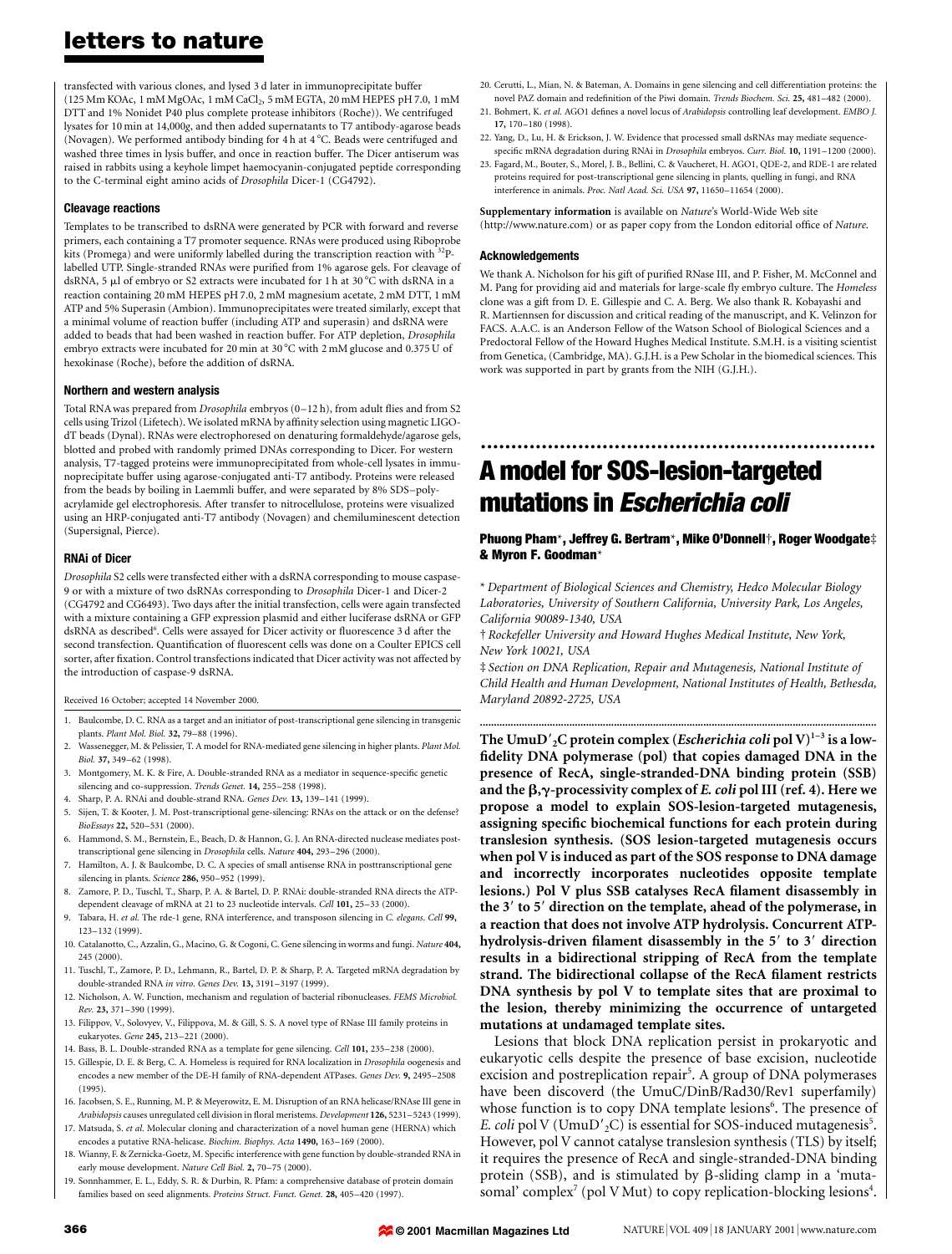transfected with various clones, and lysed 3 d later in immunoprecipitate buffer (125 Mm KOAc, 1 mM MgOAc, 1 mM $CaCl_2$, 5 mM EGTA, 20 mM HEPES pH 7.0, 1 mM DTT and 1% Nonidet P40 plus complete protease inhibitors (Roche)). We centrifuged lysates for 10 min at 14,000g, and then added supernatants to T7 antibody-agarose beads (Novagen). We performed antibody binding for 4 h at 4 °C. Beads were centrifuged and washed three times in lysis buffer, and once in reaction buffer. The Dicer antiserum was raised in rabbits using a keyhole limpet haemocyanin-conjugated peptide corresponding to the C-terminal eight amino acids of *Drosophila* Dicer-1 (CG4792).

#### Cleavage reactions

Templates to be transcribed to dsRNA were generated by PCR with forward and reverse primers, each containing a T7 promoter sequence. RNAs were produced using Riboprobe kits (Promega) and were uniformly labelled during the transcription reaction with $^{32}$P-labelled UTP. Single-stranded RNAs were purified from 1% agarose gels. For cleavage of dsRNA, 5 μl of embryo or S2 extracts were incubated for 1 h at 30 °C with dsRNA in a reaction containing 20 mM HEPES pH 7.0, 2 mM magnesium acetate, 2 mM DTT, 1 mM ATP and 5% Superasin (Ambion). Immunoprecipitates were treated similarly, except that a minimal volume of reaction buffer (including ATP and superasin) and dsRNA were added to beads that had been washed in reaction buffer. For ATP depletion, *Drosophila* embryo extracts were incubated for 20 min at 30 °C with 2 mM glucose and 0.375 U of hexokinase (Roche), before the addition of dsRNA.

#### Northern and western analysis

Total RNA was prepared from *Drosophila* embryos (0–12 h), from adult flies and from S2 cells using Trizol (Lifetech). We isolated mRNA by affinity selection using magnetic LIGO-dT beads (Dynal). RNAs were electrophoresed on denaturing formaldehyde/agarose gels, blotted and probed with randomly primed DNAs corresponding to Dicer. For western analysis, T7-tagged proteins were immunoprecipitated from whole-cell lysates in immunoprecipitate buffer using agarose-conjugated anti-T7 antibody. Proteins were released from the beads by boiling in Laemmli buffer, and were separated by 8% SDS–polyacrylamide gel electrophoresis. After transfer to nitrocellulose, proteins were visualized using an HRP-conjugated anti-T7 antibody (Novagen) and chemiluminescent detection (Supersignal, Pierce).

#### RNAi of Dicer

*Drosophila* S2 cells were transfected either with a dsRNA corresponding to mouse caspase-9 or with a mixture of two dsRNAs corresponding to *Drosophila* Dicer-1 and Dicer-2 (CG4792 and CG6493). Two days after the initial transfection, cells were again transfected with a mixture containing a GFP expression plasmid and either luciferase dsRNA or GFP dsRNA as described[6]. Cells were assayed for Dicer activity or fluorescence 3 d after the second transfection. Quantification of fluorescent cells was done on a Coulter EPICS cell sorter, after fixation. Control transfections indicated that Dicer activity was not affected by the introduction of caspase-9 dsRNA.

Received 16 October; accepted 14 November 2000.

1. Baulcombe, D. C. RNA as a target and an initiator of post-transcriptional gene silencing in transgenic plants. *Plant Mol. Biol.* **32,** 79–88 (1996).
2. Wassenegger, M. & Pelissier, T. A model for RNA-mediated gene silencing in higher plants. *Plant Mol. Biol.* **37,** 349–62 (1998).
3. Montgomery, M. K. & Fire, A. Double-stranded RNA as a mediator in sequence-specific genetic silencing and co-suppression. *Trends Genet.* **14,** 255–258 (1998).
4. Sharp, P. A. RNAi and double-strand RNA. *Genes Dev.* **13,** 139–141 (1999).
5. Sijen, T. & Kooter, J. M. Post-transcriptional gene-silencing: RNAs on the attack or on the defense? *BioEssays* **22,** 520–531 (2000).
6. Hammond, S. M., Bernstein, E., Beach, D. & Hannon, G. J. An RNA-directed nuclease mediates post-transcriptional gene silencing in *Drosophila* cells. *Nature* **404,** 293–296 (2000).
7. Hamilton, A. J. & Baulcombe, D. C. A species of small antisense RNA in posttranscriptional gene silencing in plants. *Science* **286,** 950–952 (1999).
8. Zamore, P. D., Tuschl, T., Sharp, P. A. & Bartel, D. P. RNAi: double-stranded RNA directs the ATP-dependent cleavage of mRNA at 21 to 23 nucleotide intervals. *Cell* **101,** 25–33 (2000).
9. Tabara, H. *et al.* The rde-1 gene, RNA interference, and transposon silencing in *C. elegans*. *Cell* **99,** 123–132 (1999).
10. Catalanotto, C., Azzalin, G., Macino, G. & Cogoni, C. Gene silencing in worms and fungi. *Nature* **404,** 245 (2000).
11. Tuschl, T., Zamore, P. D., Lehmann, R., Bartel, D. P. & Sharp, P. A. Targeted mRNA degradation by double-stranded RNA *in vitro*. *Genes Dev.* **13,** 3191–3197 (1999).
12. Nicholson, A. W. Function, mechanism and regulation of bacterial ribonucleases. *FEMS Microbiol. Rev.* **23,** 371–390 (1999).
13. Filippov, V., Solovyev, V., Filippova, M. & Gill, S. S. A novel type of RNase III family proteins in eukaryotes. *Gene* **245,** 213–221 (2000).
14. Bass, B. L. Double-stranded RNA as a template for gene silencing. *Cell* **101,** 235–238 (2000).
15. Gillespie, D. E. & Berg, C. A. Homeless is required for RNA localization in *Drosophila* oogenesis and encodes a new member of the DE-H family of RNA-dependent ATPases. *Genes Dev.* **9,** 2495–2508 (1995).
16. Jacobsen, S. E., Running, M. P. & Meyerowitz, E. M. Disruption of an RNA helicase/RNAse III gene in *Arabidopsis* causes unregulated cell division in floral meristems. *Development* **126,** 5231–5243 (1999).
17. Matsuda, S. *et al.* Molecular cloning and characterization of a novel human gene (HERNA) which encodes a putative RNA-helicase. *Biochim. Biophys. Acta* **1490,** 163–169 (2000).
18. Wianny, F. & Zernicka-Goetz, M. Specific interference with gene function by double-stranded RNA in early mouse development. *Nature Cell Biol.* **2,** 70–75 (2000).
19. Sonnhammer, E. L., Eddy, S. R. & Durbin, R. Pfam: a comprehensive database of protein domain families based on seed alignments. *Proteins Struct. Funct. Genet.* **28,** 405–420 (1997).
20. Cerutti, L., Mian, N. & Bateman, A. Domains in gene silencing and cell differentiation proteins: the novel PAZ domain and redefinition of the Piwi domain. *Trends Biochem. Sci.* **25,** 481–482 (2000).
21. Bohmert, K. *et al.* AGO1 defines a novel locus of *Arabidopsis* controlling leaf development. *EMBO J.* **17,** 170–180 (1998).
22. Yang, D., Lu, H. & Erickson, J. W. Evidence that processed small dsRNAs may mediate sequence-specific mRNA degradation during RNAi in *Drosophila* embryos. *Curr. Biol.* **10,** 1191–1200 (2000).
23. Fagard, M., Bouter, S., Morel, J. B., Bellini, C. & Vaucheret, H. AGO1, QDE-2, and RDE-1 are related proteins required for post-transcriptional gene silencing in plants, quelling in fungi, and RNA interference in animals. *Proc. Natl Acad. Sci. USA* **97,** 11650–11654 (2000).

**Supplementary information** is available on *Nature*'s World-Wide Web site (http://www.nature.com) or as paper copy from the London editorial office of *Nature*.

#### Acknowledgements

We thank A. Nicholson for his gift of purified RNase III, and P. Fisher, M. McConnel and M. Pang for providing aid and materials for large-scale fly embryo culture. The *Homeless* clone was a gift from D. E. Gillespie and C. A. Berg. We also thank R. Kobayashi and R. Martiennsen for discussion and critical reading of the manuscript, and K. Velinzon for FACS. A.A.C. is an Anderson Fellow of the Watson School of Biological Sciences and a Predoctoral Fellow of the Howard Hughes Medical Institute. S.M.H. is a visiting scientist from Genetica, (Cambridge, MA). G.J.H. is a Pew Scholar in the biomedical sciences. This work was supported in part by grants from the NIH (G.J.H.).

# A model for SOS-lesion-targeted mutations in *Escherichia coli*

**Phuong Pham\*, Jeffrey G. Bertram\*, Mike O'Donnell†, Roger Woodgate‡ & Myron F. Goodman\***

\* *Department of Biological Sciences and Chemistry, Hedco Molecular Biology Laboratories, University of Southern California, University Park, Los Angeles, California 90089-1340, USA*

† *Rockefeller University and Howard Hughes Medical Institute, New York, New York 10021, USA*

‡ *Section on DNA Replication, Repair and Mutagenesis, National Institute of Child Health and Human Development, National Institutes of Health, Bethesda, Maryland 20892-2725, USA*

**The UmuD′$_2$C protein complex (*Escherichia coli* pol V)[1–3] is a low-fidelity DNA polymerase (pol) that copies damaged DNA in the presence of RecA, single-stranded-DNA binding protein (SSB) and the β,γ-processivity complex of *E. coli* pol III (ref. 4). Here we propose a model to explain SOS-lesion-targeted mutagenesis, assigning specific biochemical functions for each protein during translesion synthesis. (SOS lesion-targeted mutagenesis occurs when pol V is induced as part of the SOS response to DNA damage and incorrectly incorporates nucleotides opposite template lesions.) Pol V plus SSB catalyses RecA filament disassembly in the 3′ to 5′ direction on the template, ahead of the polymerase, in a reaction that does not involve ATP hydrolysis. Concurrent ATP-hydrolysis-driven filament disassembly in the 5′ to 3′ direction results in a bidirectional stripping of RecA from the template strand. The bidirectional collapse of the RecA filament restricts DNA synthesis by pol V to template sites that are proximal to the lesion, thereby minimizing the occurrence of untargeted mutations at undamaged template sites.**

Lesions that block DNA replication persist in prokaryotic and eukaryotic cells despite the presence of base excision, nucleotide excision and postreplication repair[5]. A group of DNA polymerases have been discoverd (the UmuC/DinB/Rad30/Rev1 superfamily) whose function is to copy DNA template lesions[6]. The presence of *E. coli* pol V (UmuD′$_2$C) is essential for SOS-induced mutagenesis[5]. However, pol V cannot catalyse translesion synthesis (TLS) by itself; it requires the presence of RecA and single-stranded-DNA binding protein (SSB), and is stimulated by β-sliding clamp in a 'mutasomal' complex[7] (pol V Mut) to copy replication-blocking lesions[4].